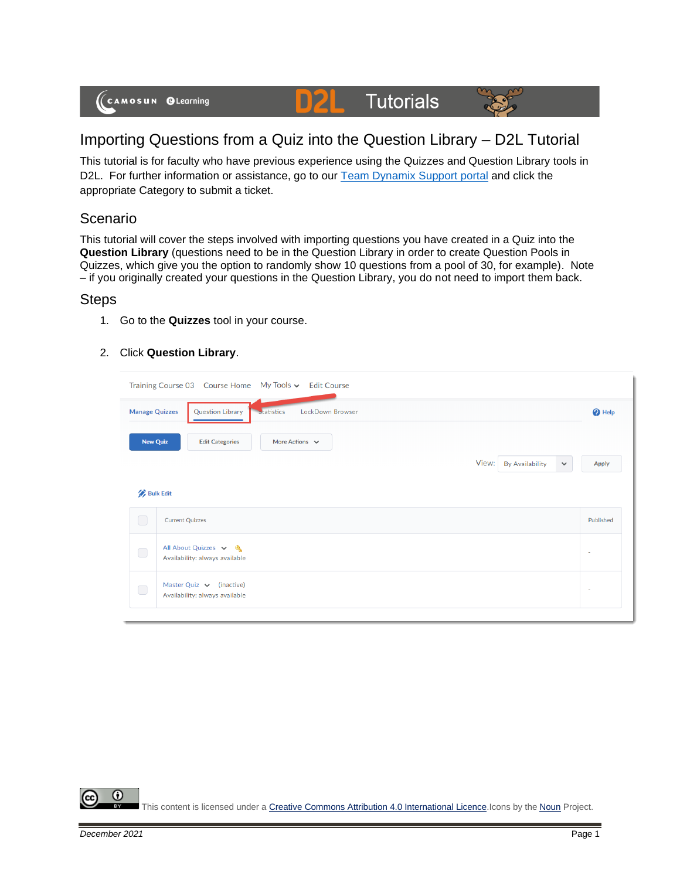# Importing Questions from a Quiz into the Question Library – D2L Tutorial

This tutorial is for faculty who have previous experience using the Quizzes and Question Library tools in D2L. For further information or assistance, go to our Team Dynamix Support portal and click the appropriate Category to submit a ticket.

## Scenario

This tutorial will cover the steps involved with importing questions you have created in a Quiz into the **Question Library** (questions need to be in the Question Library in order to create Question Pools in Quizzes, which give you the option to randomly show 10 questions from a pool of 30, for example). Note – if you originally created your questions in the Question Library, you do not need to import them back.

## Steps

1. Go to the **Quizzes** tool in your course.
2. Click **Question Library**.

This content is licensed under a Creative Commons Attribution 4.0 International Licence. Icons by the Noun Project.

December 2021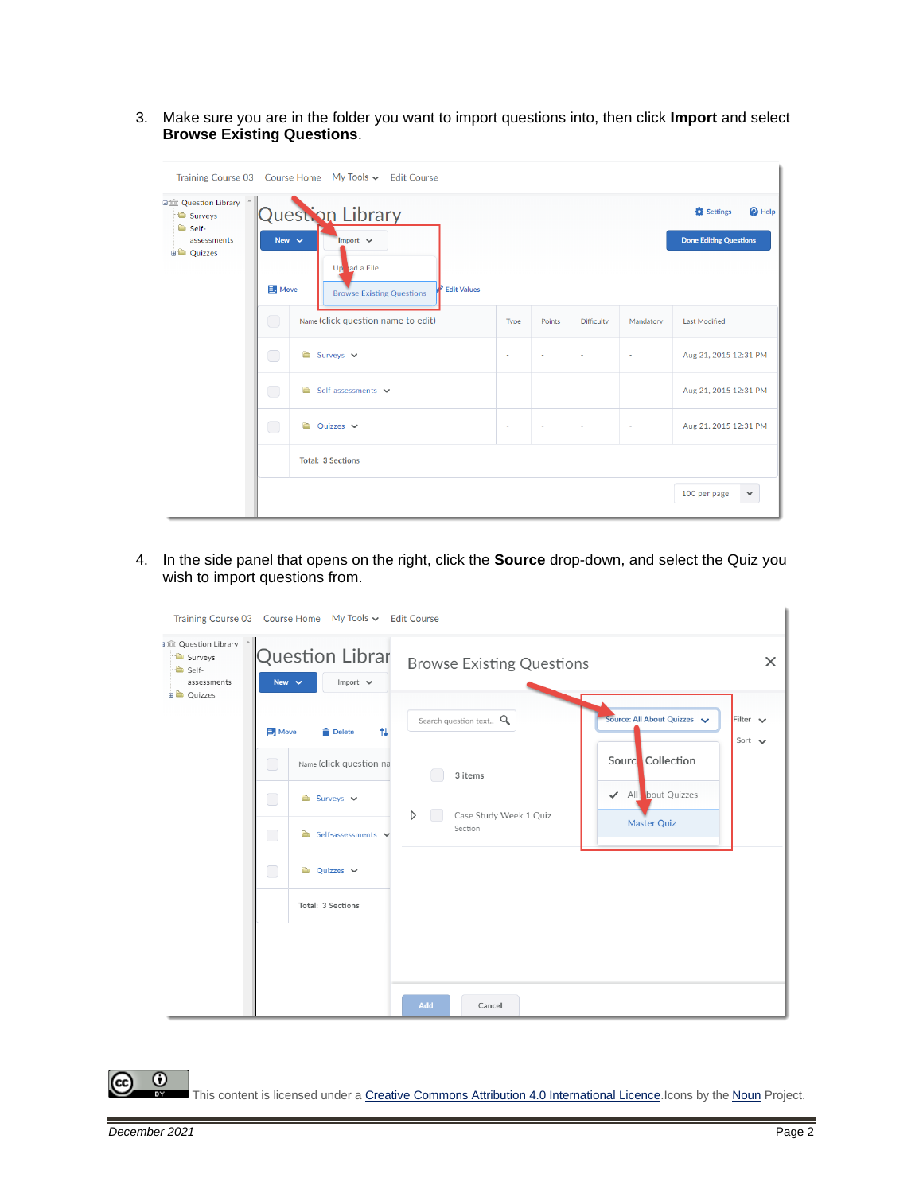3. Make sure you are in the folder you want to import questions into, then click **Import** and select **Browse Existing Questions**.

4. In the side panel that opens on the right, click the **Source** drop-down, and select the Quiz you wish to import questions from.

This content is licensed under a Creative Commons Attribution 4.0 International Licence. Icons by the Noun Project.

*December 2021*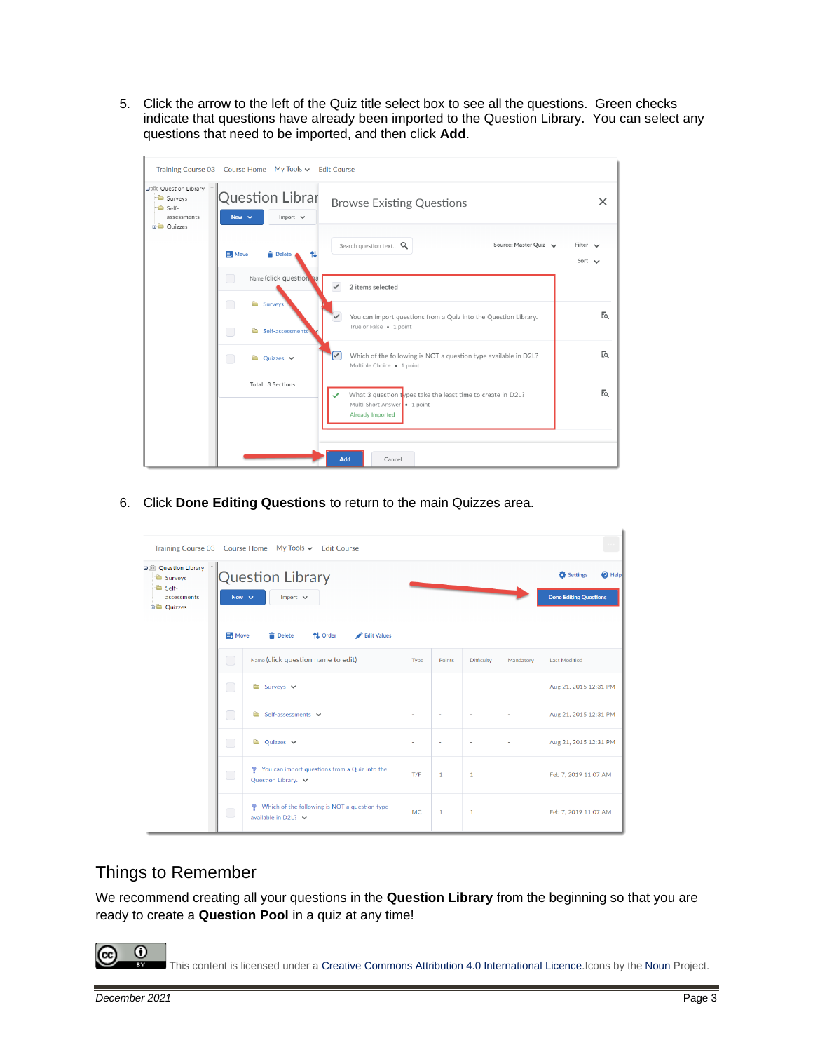5. Click the arrow to the left of the Quiz title select box to see all the questions. Green checks indicate that questions have already been imported to the Question Library. You can select any questions that need to be imported, and then click **Add**.

6. Click **Done Editing Questions** to return to the main Quizzes area.

## Things to Remember

We recommend creating all your questions in the **Question Library** from the beginning so that you are ready to create a **Question Pool** in a quiz at any time!

This content is licensed under a Creative Commons Attribution 4.0 International Licence. Icons by the Noun Project.

*December 2021*